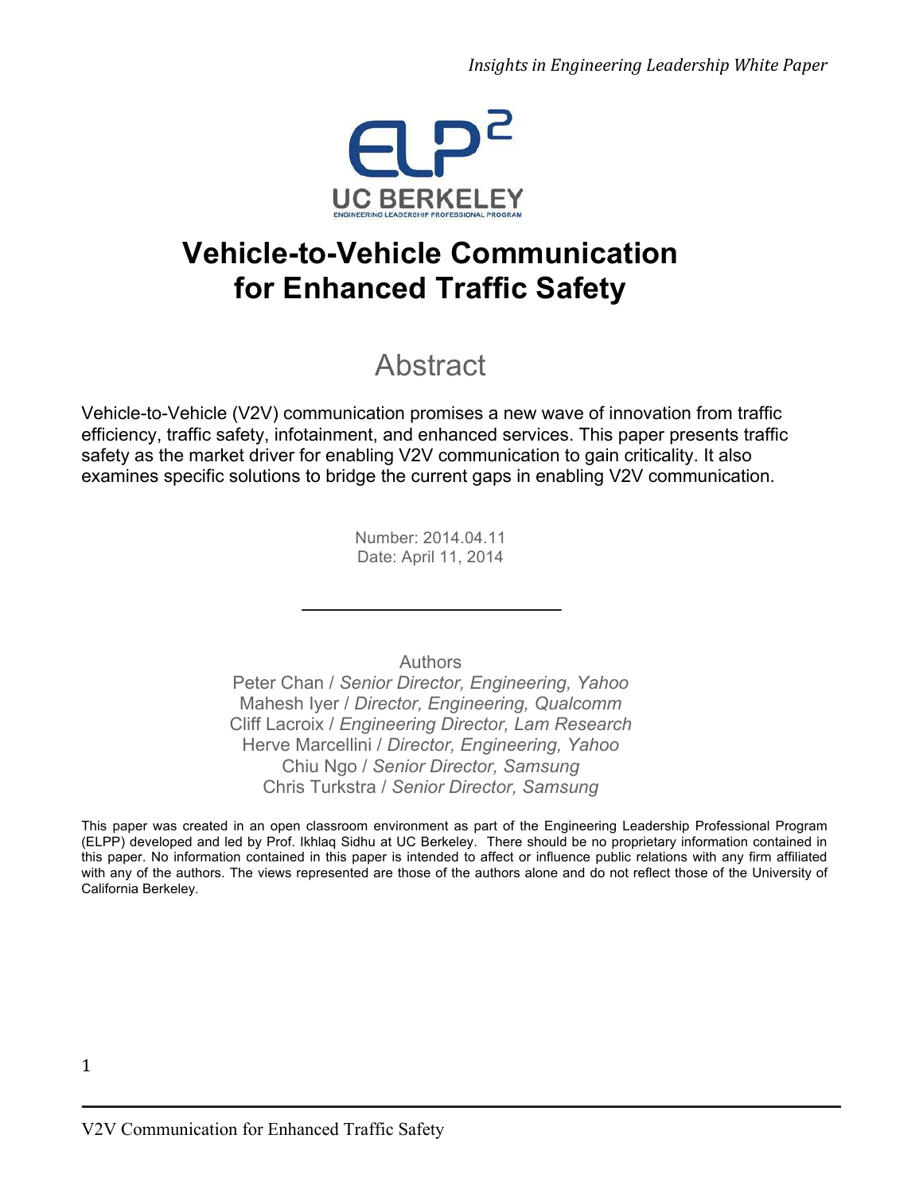# Vehicle-to-Vehicle Communication for Enhanced Traffic Safety

## Abstract

Vehicle-to-Vehicle (V2V) communication promises a new wave of innovation from traffic efficiency, traffic safety, infotainment, and enhanced services. This paper presents traffic safety as the market driver for enabling V2V communication to gain criticality. It also examines specific solutions to bridge the current gaps in enabling V2V communication.

Number: 2014.04.11
Date: April 11, 2014

Authors
Peter Chan / *Senior Director, Engineering, Yahoo*
Mahesh Iyer / *Director, Engineering, Qualcomm*
Cliff Lacroix / *Engineering Director, Lam Research*
Herve Marcellini / *Director, Engineering, Yahoo*
Chiu Ngo / *Senior Director, Samsung*
Chris Turkstra / *Senior Director, Samsung*

This paper was created in an open classroom environment as part of the Engineering Leadership Professional Program (ELPP) developed and led by Prof. Ikhlaq Sidhu at UC Berkeley. There should be no proprietary information contained in this paper. No information contained in this paper is intended to affect or influence public relations with any firm affiliated with any of the authors. The views represented are those of the authors alone and do not reflect those of the University of California Berkeley.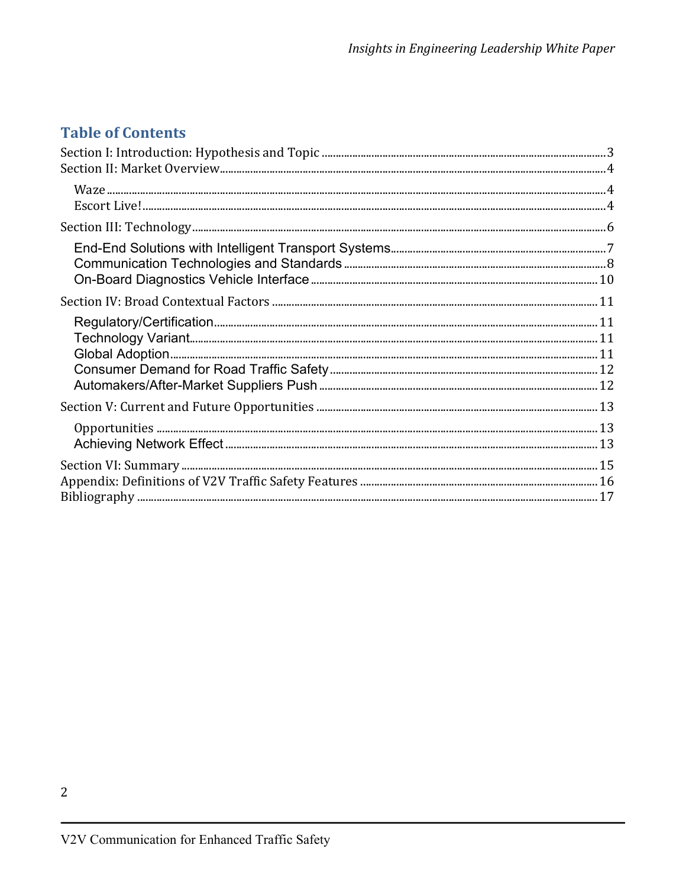## Table of Contents

Section I: Introduction: Hypothesis and Topic ..... 3
Section II: Market Overview ..... 4
- Waze ..... 4
- Escort Live! ..... 4

Section III: Technology ..... 6
- End-End Solutions with Intelligent Transport Systems ..... 7
- Communication Technologies and Standards ..... 8
- On-Board Diagnostics Vehicle Interface ..... 10

Section IV: Broad Contextual Factors ..... 11
- Regulatory/Certification ..... 11
- Technology Variant ..... 11
- Global Adoption ..... 11
- Consumer Demand for Road Traffic Safety ..... 12
- Automakers/After-Market Suppliers Push ..... 12

Section V: Current and Future Opportunities ..... 13
- Opportunities ..... 13
- Achieving Network Effect ..... 13

Section VI: Summary ..... 15
Appendix: Definitions of V2V Traffic Safety Features ..... 16
Bibliography ..... 17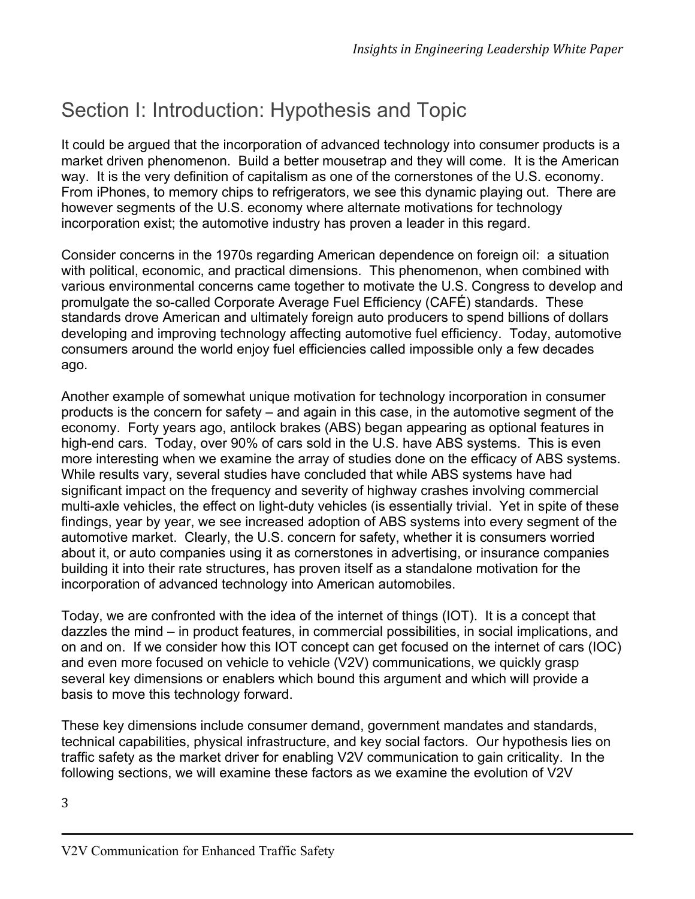# Section I: Introduction: Hypothesis and Topic

It could be argued that the incorporation of advanced technology into consumer products is a market driven phenomenon. Build a better mousetrap and they will come. It is the American way. It is the very definition of capitalism as one of the cornerstones of the U.S. economy. From iPhones, to memory chips to refrigerators, we see this dynamic playing out. There are however segments of the U.S. economy where alternate motivations for technology incorporation exist; the automotive industry has proven a leader in this regard.

Consider concerns in the 1970s regarding American dependence on foreign oil: a situation with political, economic, and practical dimensions. This phenomenon, when combined with various environmental concerns came together to motivate the U.S. Congress to develop and promulgate the so-called Corporate Average Fuel Efficiency (CAFÉ) standards. These standards drove American and ultimately foreign auto producers to spend billions of dollars developing and improving technology affecting automotive fuel efficiency. Today, automotive consumers around the world enjoy fuel efficiencies called impossible only a few decades ago.

Another example of somewhat unique motivation for technology incorporation in consumer products is the concern for safety – and again in this case, in the automotive segment of the economy. Forty years ago, antilock brakes (ABS) began appearing as optional features in high-end cars. Today, over 90% of cars sold in the U.S. have ABS systems. This is even more interesting when we examine the array of studies done on the efficacy of ABS systems. While results vary, several studies have concluded that while ABS systems have had significant impact on the frequency and severity of highway crashes involving commercial multi-axle vehicles, the effect on light-duty vehicles (is essentially trivial. Yet in spite of these findings, year by year, we see increased adoption of ABS systems into every segment of the automotive market. Clearly, the U.S. concern for safety, whether it is consumers worried about it, or auto companies using it as cornerstones in advertising, or insurance companies building it into their rate structures, has proven itself as a standalone motivation for the incorporation of advanced technology into American automobiles.

Today, we are confronted with the idea of the internet of things (IOT). It is a concept that dazzles the mind – in product features, in commercial possibilities, in social implications, and on and on. If we consider how this IOT concept can get focused on the internet of cars (IOC) and even more focused on vehicle to vehicle (V2V) communications, we quickly grasp several key dimensions or enablers which bound this argument and which will provide a basis to move this technology forward.

These key dimensions include consumer demand, government mandates and standards, technical capabilities, physical infrastructure, and key social factors. Our hypothesis lies on traffic safety as the market driver for enabling V2V communication to gain criticality. In the following sections, we will examine these factors as we examine the evolution of V2V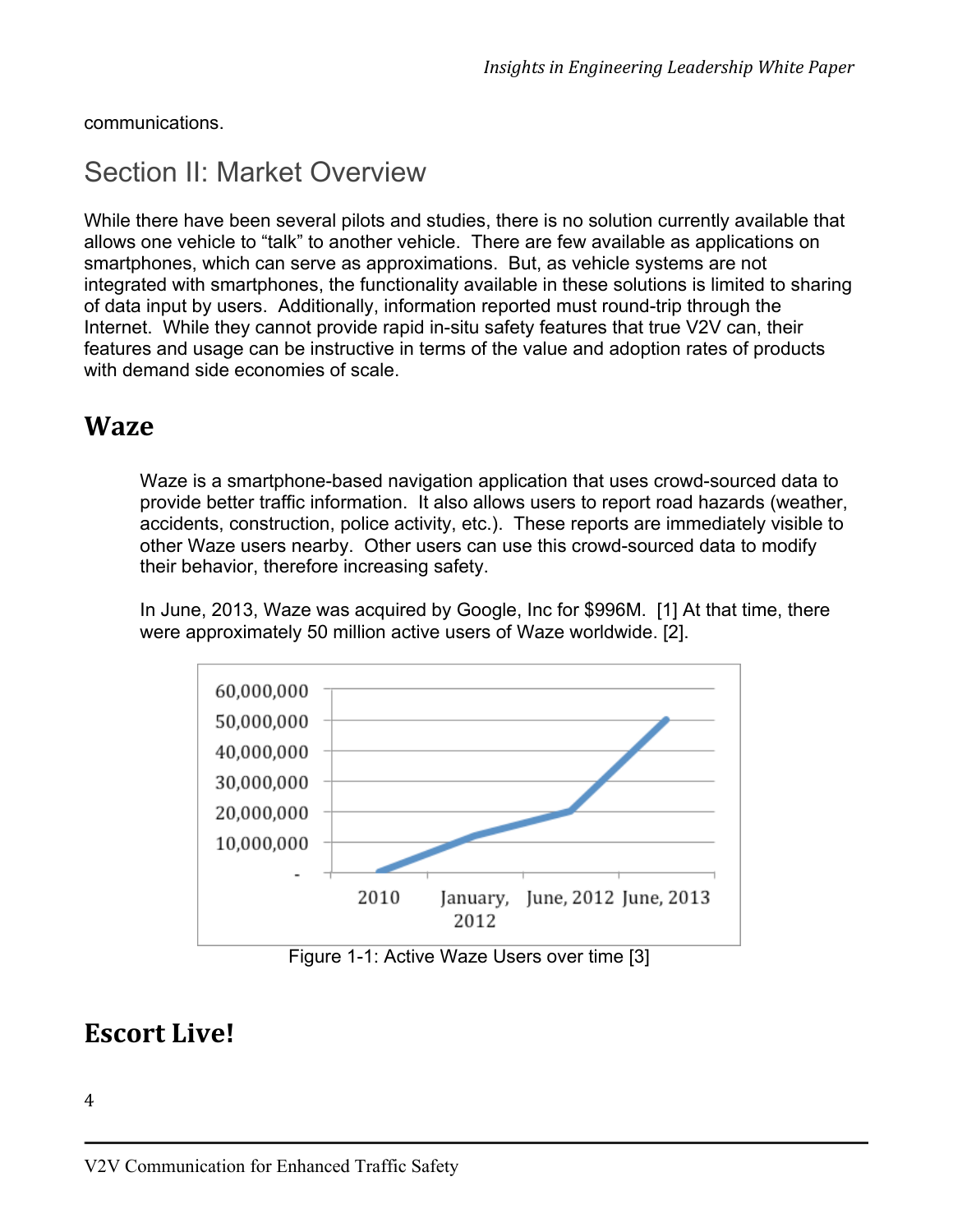communications.

## Section II: Market Overview

While there have been several pilots and studies, there is no solution currently available that allows one vehicle to “talk” to another vehicle. There are few available as applications on smartphones, which can serve as approximations. But, as vehicle systems are not integrated with smartphones, the functionality available in these solutions is limited to sharing of data input by users. Additionally, information reported must round-trip through the Internet. While they cannot provide rapid in-situ safety features that true V2V can, their features and usage can be instructive in terms of the value and adoption rates of products with demand side economies of scale.

### Waze

Waze is a smartphone-based navigation application that uses crowd-sourced data to provide better traffic information. It also allows users to report road hazards (weather, accidents, construction, police activity, etc.). These reports are immediately visible to other Waze users nearby. Other users can use this crowd-sourced data to modify their behavior, therefore increasing safety.

In June, 2013, Waze was acquired by Google, Inc for $996M. [1] At that time, there were approximately 50 million active users of Waze worldwide. [2].

60,000,000
50,000,000
40,000,000
30,000,000
20,000,000
10,000,000
-
2010
January, 2012
June, 2012
June, 2013

Figure 1-1: Active Waze Users over time [3]

### Escort Live!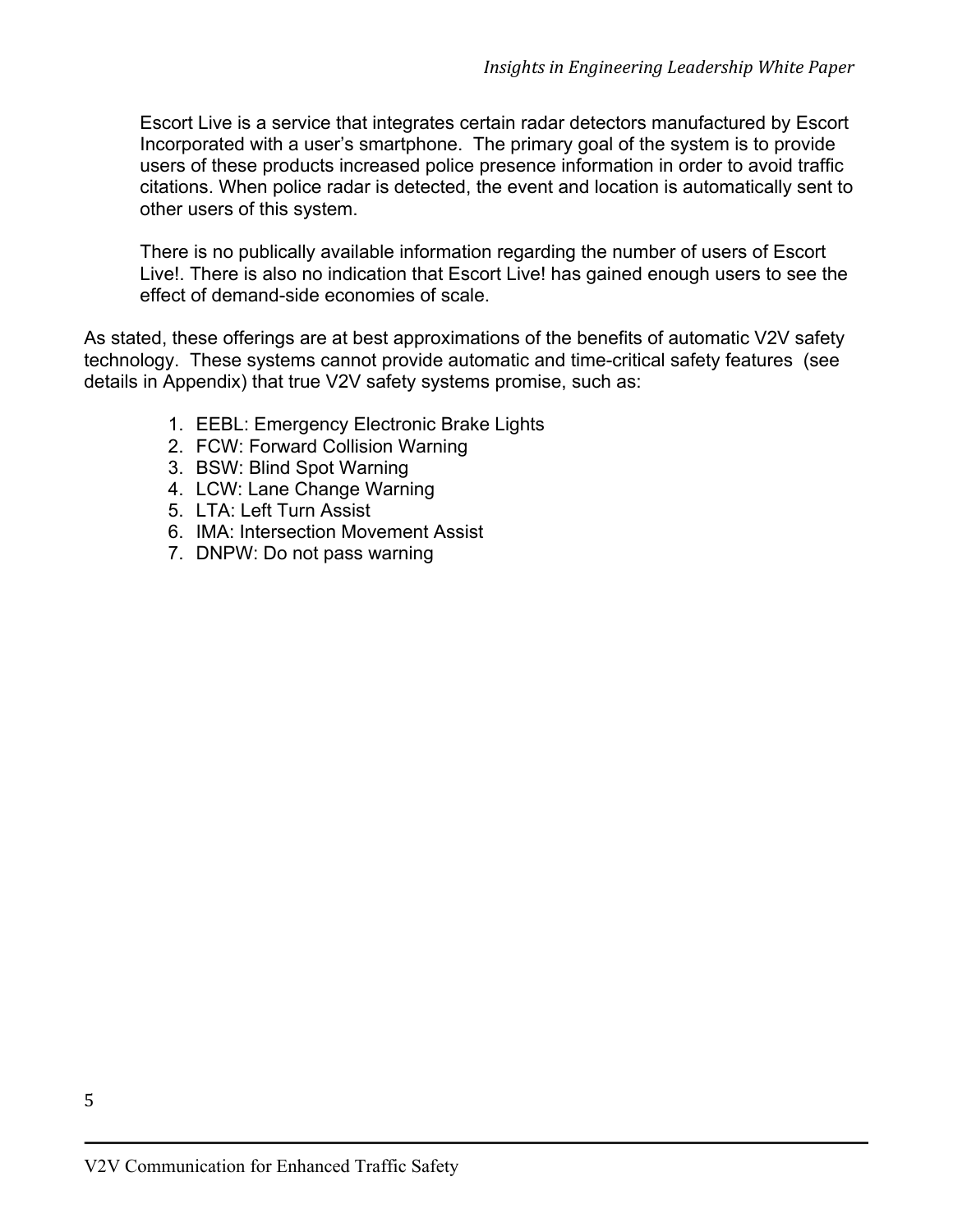Escort Live is a service that integrates certain radar detectors manufactured by Escort Incorporated with a user's smartphone. The primary goal of the system is to provide users of these products increased police presence information in order to avoid traffic citations. When police radar is detected, the event and location is automatically sent to other users of this system.

There is no publically available information regarding the number of users of Escort Live!. There is also no indication that Escort Live! has gained enough users to see the effect of demand-side economies of scale.

As stated, these offerings are at best approximations of the benefits of automatic V2V safety technology. These systems cannot provide automatic and time-critical safety features (see details in Appendix) that true V2V safety systems promise, such as:

1. EEBL: Emergency Electronic Brake Lights
2. FCW: Forward Collision Warning
3. BSW: Blind Spot Warning
4. LCW: Lane Change Warning
5. LTA: Left Turn Assist
6. IMA: Intersection Movement Assist
7. DNPW: Do not pass warning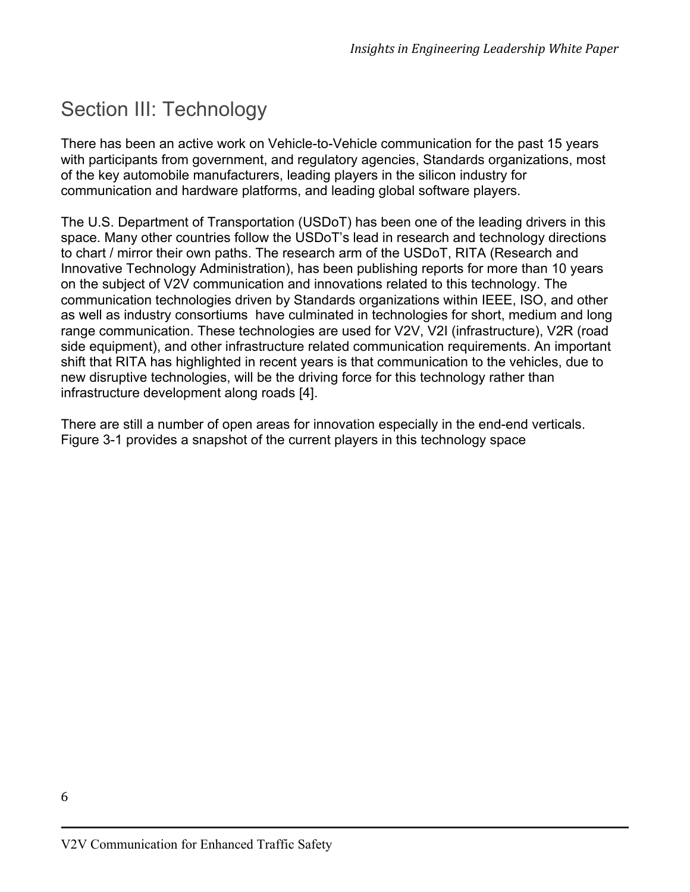# Section III: Technology

There has been an active work on Vehicle-to-Vehicle communication for the past 15 years with participants from government, and regulatory agencies, Standards organizations, most of the key automobile manufacturers, leading players in the silicon industry for communication and hardware platforms, and leading global software players.

The U.S. Department of Transportation (USDoT) has been one of the leading drivers in this space. Many other countries follow the USDoT's lead in research and technology directions to chart / mirror their own paths. The research arm of the USDoT, RITA (Research and Innovative Technology Administration), has been publishing reports for more than 10 years on the subject of V2V communication and innovations related to this technology. The communication technologies driven by Standards organizations within IEEE, ISO, and other as well as industry consortiums have culminated in technologies for short, medium and long range communication. These technologies are used for V2V, V2I (infrastructure), V2R (road side equipment), and other infrastructure related communication requirements. An important shift that RITA has highlighted in recent years is that communication to the vehicles, due to new disruptive technologies, will be the driving force for this technology rather than infrastructure development along roads [4].

There are still a number of open areas for innovation especially in the end-end verticals. Figure 3-1 provides a snapshot of the current players in this technology space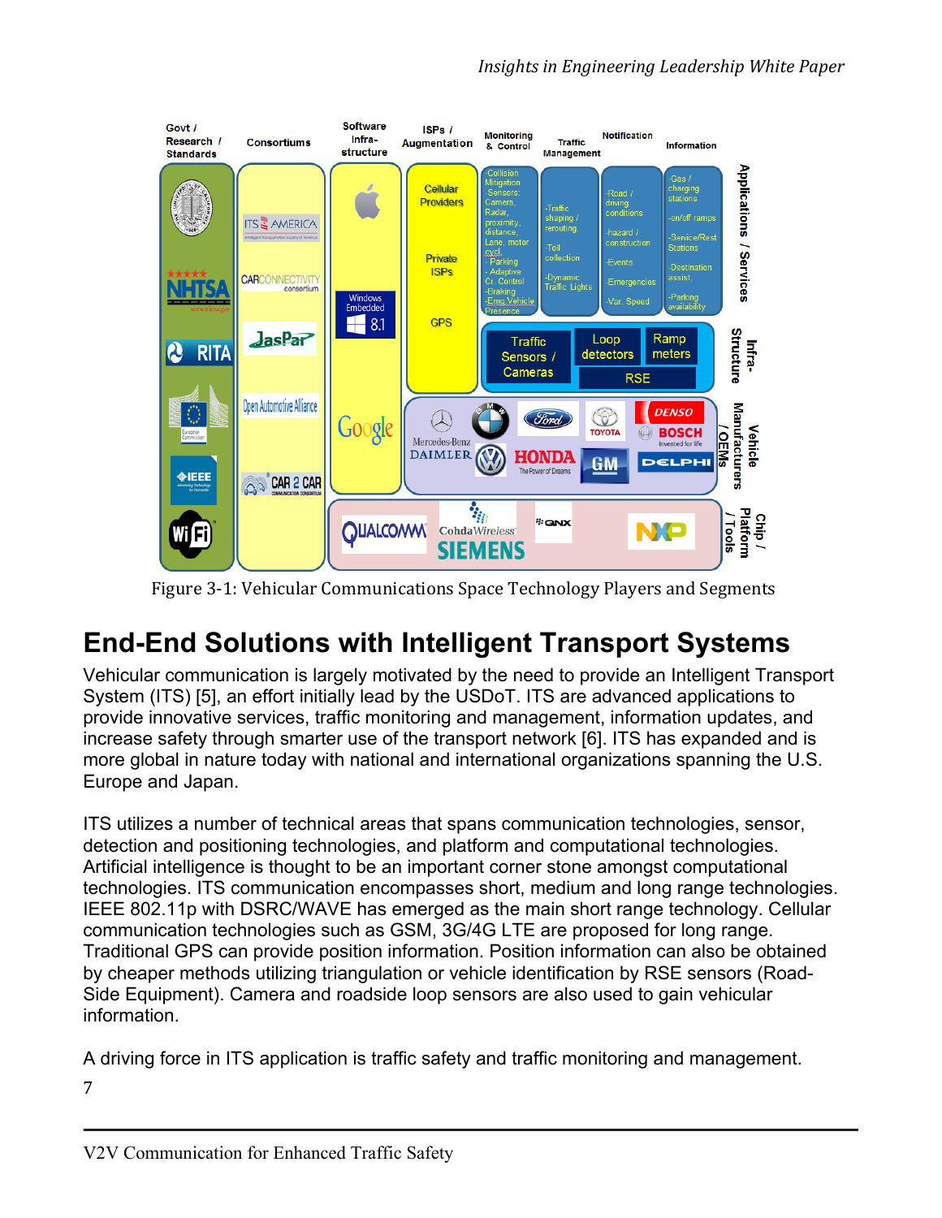Govt / Research / Standards

Consortiums

Software Infra-structure

ISPs / Augmentation

Monitoring & Control

Traffic Management

Notification

Information

Applications / Services

-Collision Mitigation -Sensors: Camera, Radar, proximity, distance, Lane, motor cycl. -Parking -Adaptive Cr. Control -Braking -Emg Vehicle Presence

-Traffic shaping / rerouting -Toll collection -Dynamic Traffic Lights

-Road / driving conditions -hazard / construction -Events -Emergencies -Var. Speed

-Gas / charging stations -on/off ramps -Service/Rest Stations -Destination assist. -Parking availability

Cellular Providers

Private ISPs

GPS

Windows Embedded 8.1

Infra-Structure

Traffic Sensors / Cameras

Loop detectors

Ramp meters

RSE

Vehicle Manufacturers / OEMs

Chip / Platform / Tools

Figure 3-1: Vehicular Communications Space Technology Players and Segments

# End-End Solutions with Intelligent Transport Systems

Vehicular communication is largely motivated by the need to provide an Intelligent Transport System (ITS) [5], an effort initially lead by the USDoT. ITS are advanced applications to provide innovative services, traffic monitoring and management, information updates, and increase safety through smarter use of the transport network [6]. ITS has expanded and is more global in nature today with national and international organizations spanning the U.S. Europe and Japan.

ITS utilizes a number of technical areas that spans communication technologies, sensor, detection and positioning technologies, and platform and computational technologies. Artificial intelligence is thought to be an important corner stone amongst computational technologies. ITS communication encompasses short, medium and long range technologies. IEEE 802.11p with DSRC/WAVE has emerged as the main short range technology. Cellular communication technologies such as GSM, 3G/4G LTE are proposed for long range. Traditional GPS can provide position information. Position information can also be obtained by cheaper methods utilizing triangulation or vehicle identification by RSE sensors (Road-Side Equipment). Camera and roadside loop sensors are also used to gain vehicular information.

A driving force in ITS application is traffic safety and traffic monitoring and management.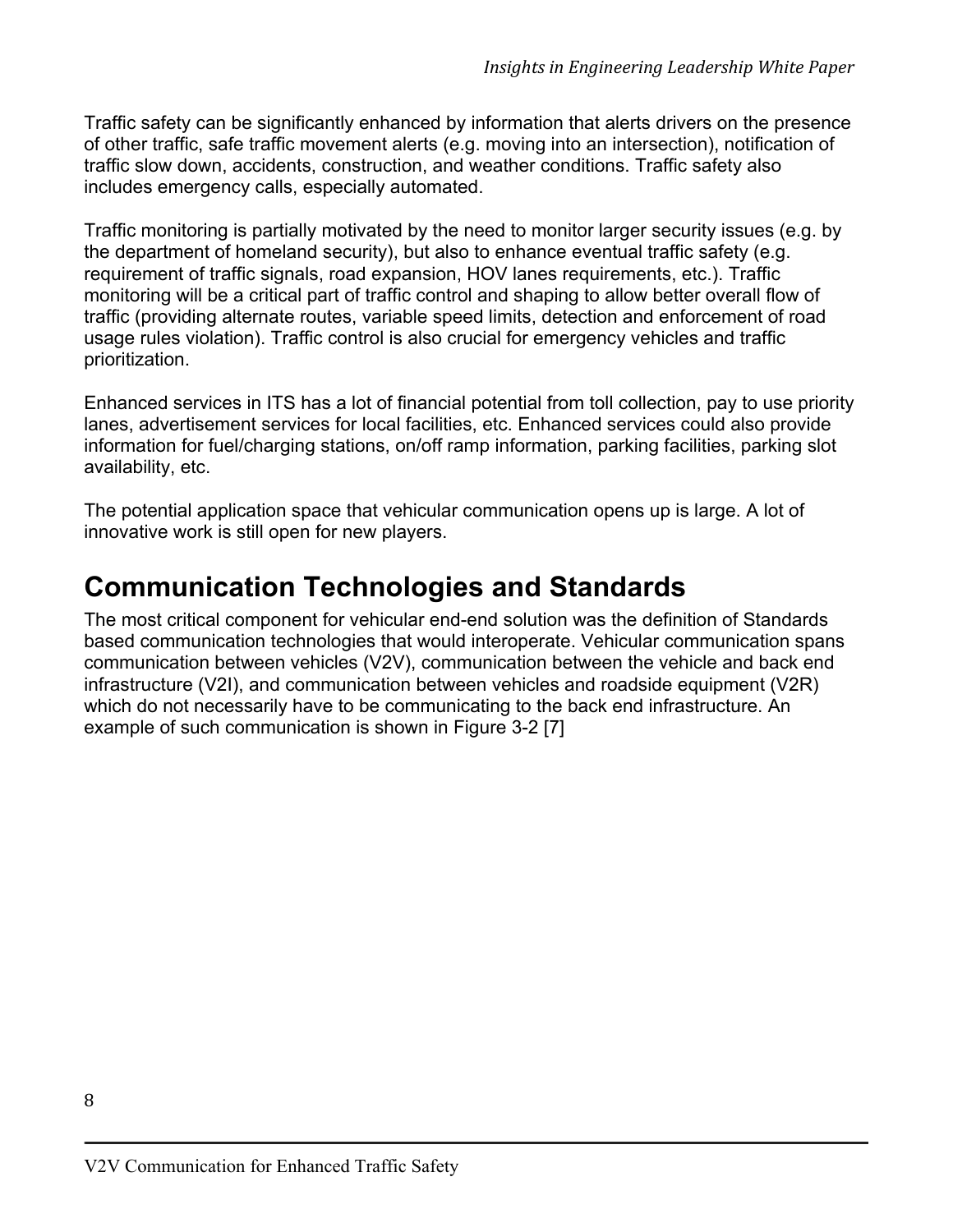Traffic safety can be significantly enhanced by information that alerts drivers on the presence of other traffic, safe traffic movement alerts (e.g. moving into an intersection), notification of traffic slow down, accidents, construction, and weather conditions. Traffic safety also includes emergency calls, especially automated.

Traffic monitoring is partially motivated by the need to monitor larger security issues (e.g. by the department of homeland security), but also to enhance eventual traffic safety (e.g. requirement of traffic signals, road expansion, HOV lanes requirements, etc.). Traffic monitoring will be a critical part of traffic control and shaping to allow better overall flow of traffic (providing alternate routes, variable speed limits, detection and enforcement of road usage rules violation). Traffic control is also crucial for emergency vehicles and traffic prioritization.

Enhanced services in ITS has a lot of financial potential from toll collection, pay to use priority lanes, advertisement services for local facilities, etc. Enhanced services could also provide information for fuel/charging stations, on/off ramp information, parking facilities, parking slot availability, etc.

The potential application space that vehicular communication opens up is large. A lot of innovative work is still open for new players.

## Communication Technologies and Standards

The most critical component for vehicular end-end solution was the definition of Standards based communication technologies that would interoperate. Vehicular communication spans communication between vehicles (V2V), communication between the vehicle and back end infrastructure (V2I), and communication between vehicles and roadside equipment (V2R) which do not necessarily have to be communicating to the back end infrastructure. An example of such communication is shown in Figure 3-2 [7]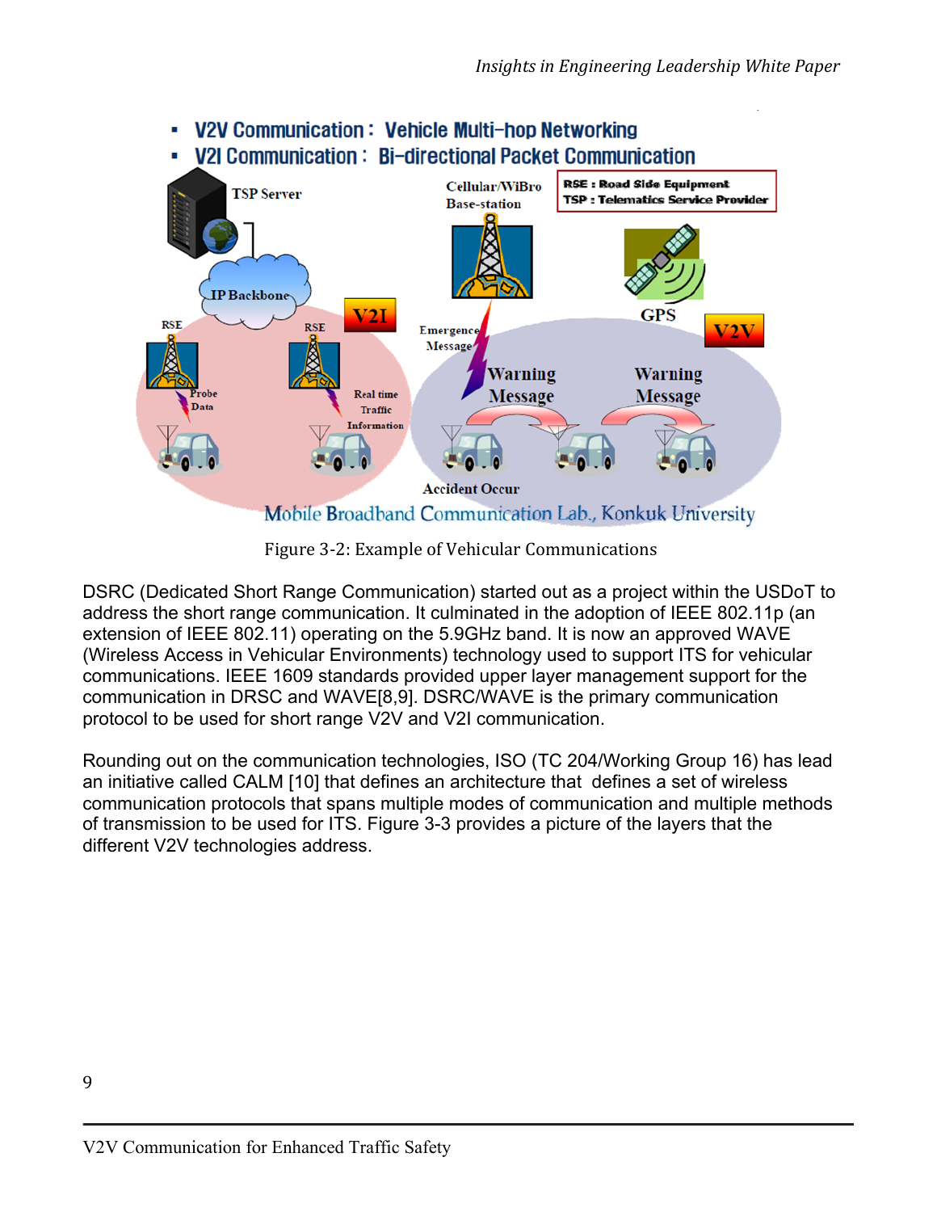- V2V Communication : Vehicle Multi-hop Networking
- V2I Communication : Bi-directional Packet Communication

TSP Server

IP Backbone

Cellular/WiBro Base-station

RSE : Road Side Equipment
TSP : Telematics Service Provider

GPS

V2I

V2V

RSE

RSE

Probe Data

Real time Traffic Information

Emergence Message

Warning Message

Warning Message

Accident Occur

Mobile Broadband Communication Lab., Konkuk University

Figure 3-2: Example of Vehicular Communications

DSRC (Dedicated Short Range Communication) started out as a project within the USDoT to address the short range communication. It culminated in the adoption of IEEE 802.11p (an extension of IEEE 802.11) operating on the 5.9GHz band. It is now an approved WAVE (Wireless Access in Vehicular Environments) technology used to support ITS for vehicular communications. IEEE 1609 standards provided upper layer management support for the communication in DRSC and WAVE[8,9]. DSRC/WAVE is the primary communication protocol to be used for short range V2V and V2I communication.

Rounding out on the communication technologies, ISO (TC 204/Working Group 16) has lead an initiative called CALM [10] that defines an architecture that defines a set of wireless communication protocols that spans multiple modes of communication and multiple methods of transmission to be used for ITS. Figure 3-3 provides a picture of the layers that the different V2V technologies address.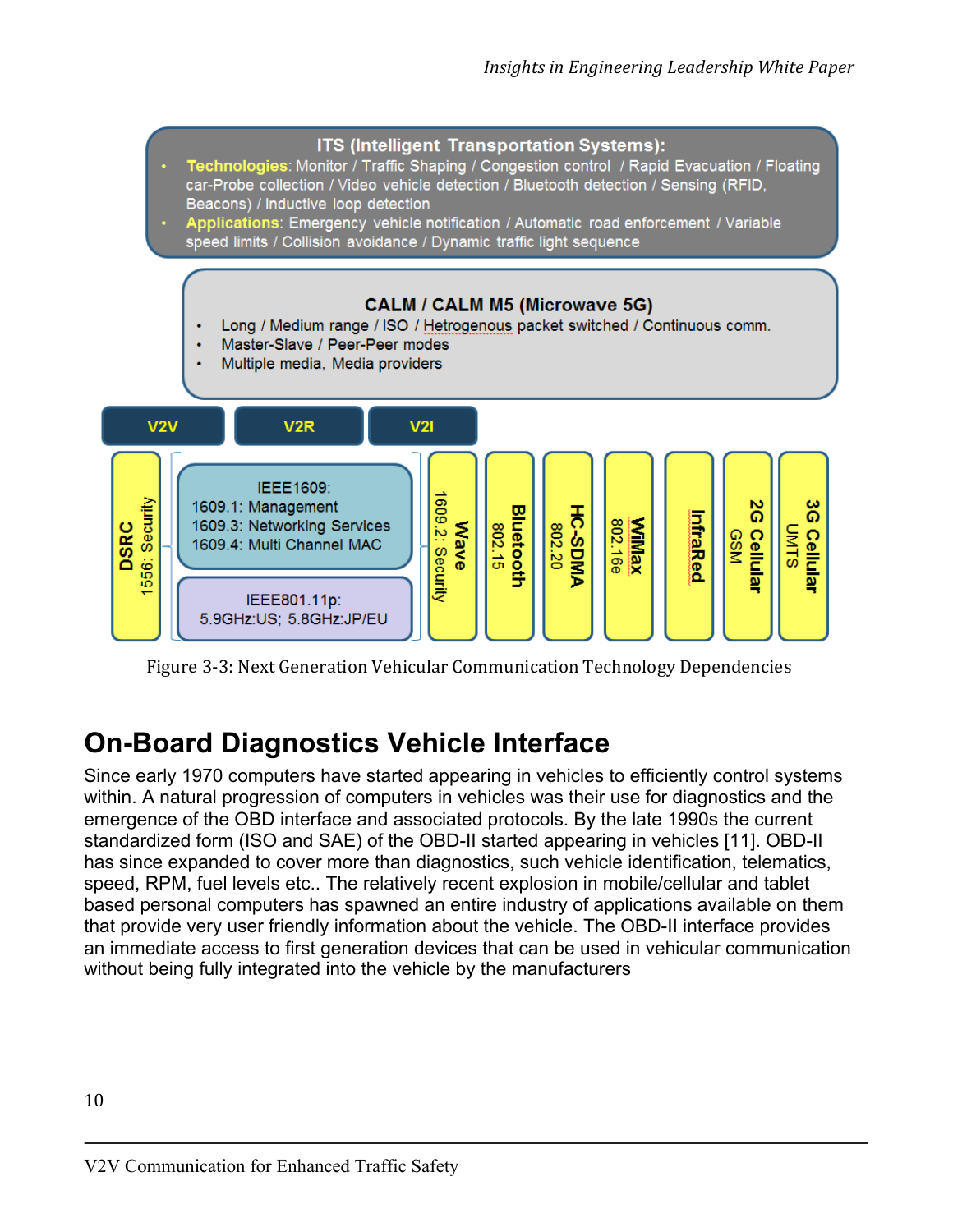ITS (Intelligent Transportation Systems):

- Technologies: Monitor / Traffic Shaping / Congestion control / Rapid Evacuation / Floating car-Probe collection / Video vehicle detection / Bluetooth detection / Sensing (RFID, Beacons) / Inductive loop detection
- Applications: Emergency vehicle notification / Automatic road enforcement / Variable speed limits / Collision avoidance / Dynamic traffic light sequence

CALM / CALM M5 (Microwave 5G)

- Long / Medium range / ISO / Hetrogenous packet switched / Continuous comm.
- Master-Slave / Peer-Peer modes
- Multiple media, Media providers

V2V

V2R

V2I

DSRC

1556: Security

IEEE1609:
1609.1: Management
1609.3: Networking Services
1609.4: Multi Channel MAC

IEEE801.11p:
5.9GHz:US; 5.8GHz:JP/EU

Wave

1609.2: Security

Bluetooth

802.15

HC-SDMA

802.20

WiMax

802.16e

InfraRed

2G Cellular

GSM

3G Cellular

UMTS

Figure 3-3: Next Generation Vehicular Communication Technology Dependencies

## On-Board Diagnostics Vehicle Interface

Since early 1970 computers have started appearing in vehicles to efficiently control systems within. A natural progression of computers in vehicles was their use for diagnostics and the emergence of the OBD interface and associated protocols. By the late 1990s the current standardized form (ISO and SAE) of the OBD-II started appearing in vehicles [11]. OBD-II has since expanded to cover more than diagnostics, such vehicle identification, telematics, speed, RPM, fuel levels etc.. The relatively recent explosion in mobile/cellular and tablet based personal computers has spawned an entire industry of applications available on them that provide very user friendly information about the vehicle. The OBD-II interface provides an immediate access to first generation devices that can be used in vehicular communication without being fully integrated into the vehicle by the manufacturers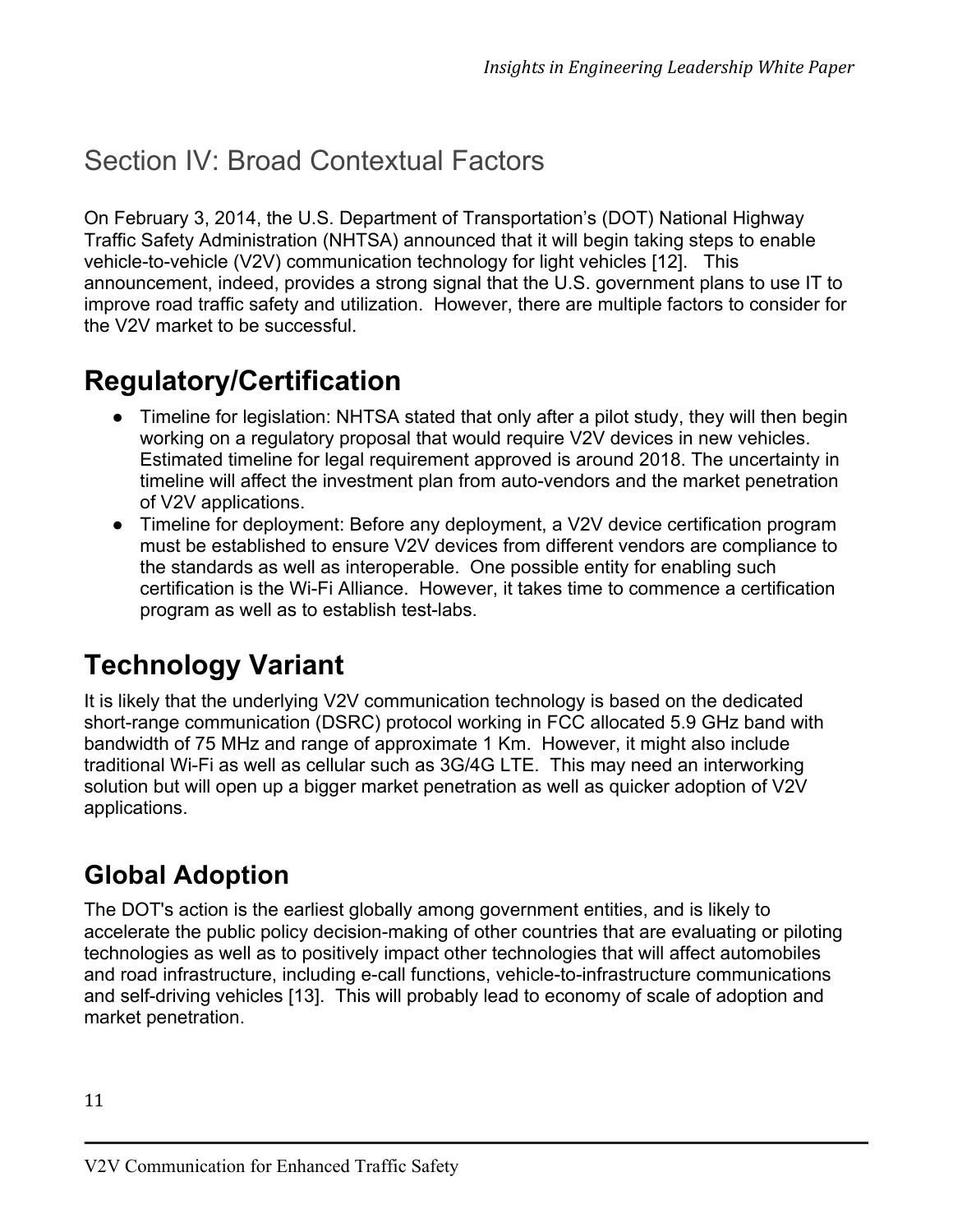# Section IV: Broad Contextual Factors

On February 3, 2014, the U.S. Department of Transportation's (DOT) National Highway Traffic Safety Administration (NHTSA) announced that it will begin taking steps to enable vehicle-to-vehicle (V2V) communication technology for light vehicles [12]. This announcement, indeed, provides a strong signal that the U.S. government plans to use IT to improve road traffic safety and utilization. However, there are multiple factors to consider for the V2V market to be successful.

## Regulatory/Certification

- Timeline for legislation: NHTSA stated that only after a pilot study, they will then begin working on a regulatory proposal that would require V2V devices in new vehicles. Estimated timeline for legal requirement approved is around 2018. The uncertainty in timeline will affect the investment plan from auto-vendors and the market penetration of V2V applications.
- Timeline for deployment: Before any deployment, a V2V device certification program must be established to ensure V2V devices from different vendors are compliance to the standards as well as interoperable. One possible entity for enabling such certification is the Wi-Fi Alliance. However, it takes time to commence a certification program as well as to establish test-labs.

## Technology Variant

It is likely that the underlying V2V communication technology is based on the dedicated short-range communication (DSRC) protocol working in FCC allocated 5.9 GHz band with bandwidth of 75 MHz and range of approximate 1 Km. However, it might also include traditional Wi-Fi as well as cellular such as 3G/4G LTE. This may need an interworking solution but will open up a bigger market penetration as well as quicker adoption of V2V applications.

## Global Adoption

The DOT's action is the earliest globally among government entities, and is likely to accelerate the public policy decision-making of other countries that are evaluating or piloting technologies as well as to positively impact other technologies that will affect automobiles and road infrastructure, including e-call functions, vehicle-to-infrastructure communications and self-driving vehicles [13]. This will probably lead to economy of scale of adoption and market penetration.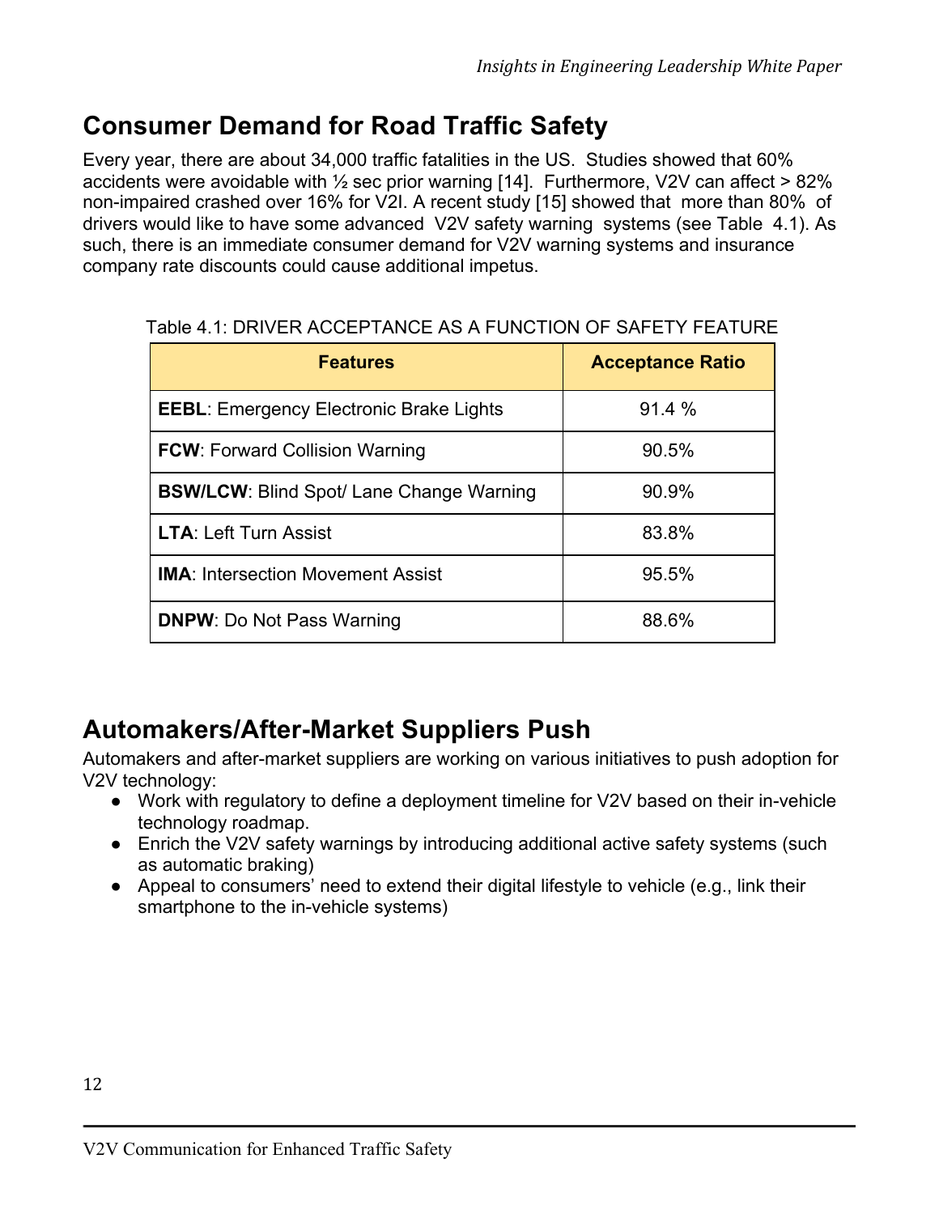## Consumer Demand for Road Traffic Safety

Every year, there are about 34,000 traffic fatalities in the US. Studies showed that 60% accidents were avoidable with ½ sec prior warning [14]. Furthermore, V2V can affect > 82% non-impaired crashed over 16% for V2I. A recent study [15] showed that more than 80% of drivers would like to have some advanced V2V safety warning systems (see Table 4.1). As such, there is an immediate consumer demand for V2V warning systems and insurance company rate discounts could cause additional impetus.

Table 4.1: DRIVER ACCEPTANCE AS A FUNCTION OF SAFETY FEATURE

| Features | Acceptance Ratio |
|---|---|
| **EEBL**: Emergency Electronic Brake Lights | 91.4 % |
| **FCW**: Forward Collision Warning | 90.5% |
| **BSW/LCW**: Blind Spot/ Lane Change Warning | 90.9% |
| **LTA**: Left Turn Assist | 83.8% |
| **IMA**: Intersection Movement Assist | 95.5% |
| **DNPW**: Do Not Pass Warning | 88.6% |

## Automakers/After-Market Suppliers Push

Automakers and after-market suppliers are working on various initiatives to push adoption for V2V technology:

- Work with regulatory to define a deployment timeline for V2V based on their in-vehicle technology roadmap.
- Enrich the V2V safety warnings by introducing additional active safety systems (such as automatic braking)
- Appeal to consumers' need to extend their digital lifestyle to vehicle (e.g., link their smartphone to the in-vehicle systems)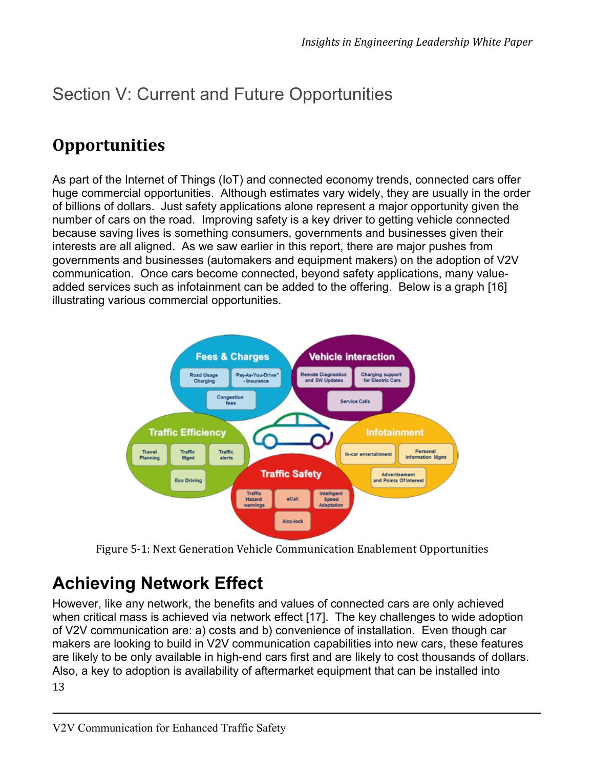# Section V: Current and Future Opportunities

## Opportunities

As part of the Internet of Things (IoT) and connected economy trends, connected cars offer huge commercial opportunities. Although estimates vary widely, they are usually in the order of billions of dollars. Just safety applications alone represent a major opportunity given the number of cars on the road. Improving safety is a key driver to getting vehicle connected because saving lives is something consumers, governments and businesses given their interests are all aligned. As we saw earlier in this report, there are major pushes from governments and businesses (automakers and equipment makers) on the adoption of V2V communication. Once cars become connected, beyond safety applications, many value-added services such as infotainment can be added to the offering. Below is a graph [16] illustrating various commercial opportunities.

Fees & Charges
Road Usage Charging
"Pay-As-You-Drive" - Insurance
Congestion fees

Vehicle interaction
Remote Diagnostics and SW Updates
Charging support for Electric Cars
Service Calls

Traffic Efficiency
Travel Planning
Traffic Mgmt
Traffic alerts
Eco Driving

Infotainment
In-car entertainment
Personal Information Mgmt
Advertisement and Points Of Interest

Traffic Safety
Traffic Hazard warnings
eCall
Intelligent Speed Adaptation
Alco-lock

Figure 5-1: Next Generation Vehicle Communication Enablement Opportunities

## Achieving Network Effect

However, like any network, the benefits and values of connected cars are only achieved when critical mass is achieved via network effect [17]. The key challenges to wide adoption of V2V communication are: a) costs and b) convenience of installation. Even though car makers are looking to build in V2V communication capabilities into new cars, these features are likely to be only available in high-end cars first and are likely to cost thousands of dollars. Also, a key to adoption is availability of aftermarket equipment that can be installed into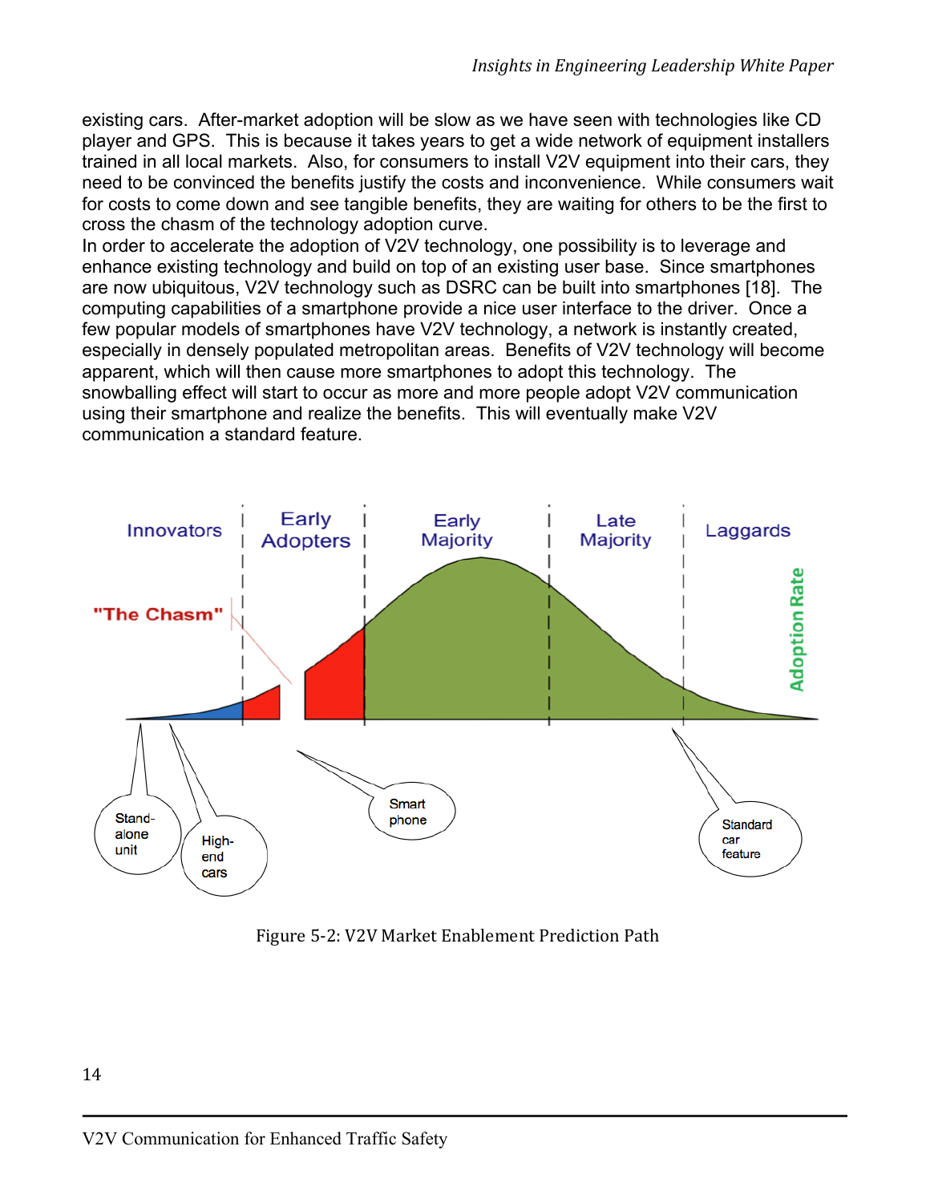existing cars. After-market adoption will be slow as we have seen with technologies like CD player and GPS. This is because it takes years to get a wide network of equipment installers trained in all local markets. Also, for consumers to install V2V equipment into their cars, they need to be convinced the benefits justify the costs and inconvenience. While consumers wait for costs to come down and see tangible benefits, they are waiting for others to be the first to cross the chasm of the technology adoption curve.

In order to accelerate the adoption of V2V technology, one possibility is to leverage and enhance existing technology and build on top of an existing user base. Since smartphones are now ubiquitous, V2V technology such as DSRC can be built into smartphones [18]. The computing capabilities of a smartphone provide a nice user interface to the driver. Once a few popular models of smartphones have V2V technology, a network is instantly created, especially in densely populated metropolitan areas. Benefits of V2V technology will become apparent, which will then cause more smartphones to adopt this technology. The snowballing effect will start to occur as more and more people adopt V2V communication using their smartphone and realize the benefits. This will eventually make V2V communication a standard feature.

Innovators

Early Adopters

Early Majority

Late Majority

Laggards

"The Chasm"

Adoption Rate

Stand-alone unit

High-end cars

Smart phone

Standard car feature

Figure 5-2: V2V Market Enablement Prediction Path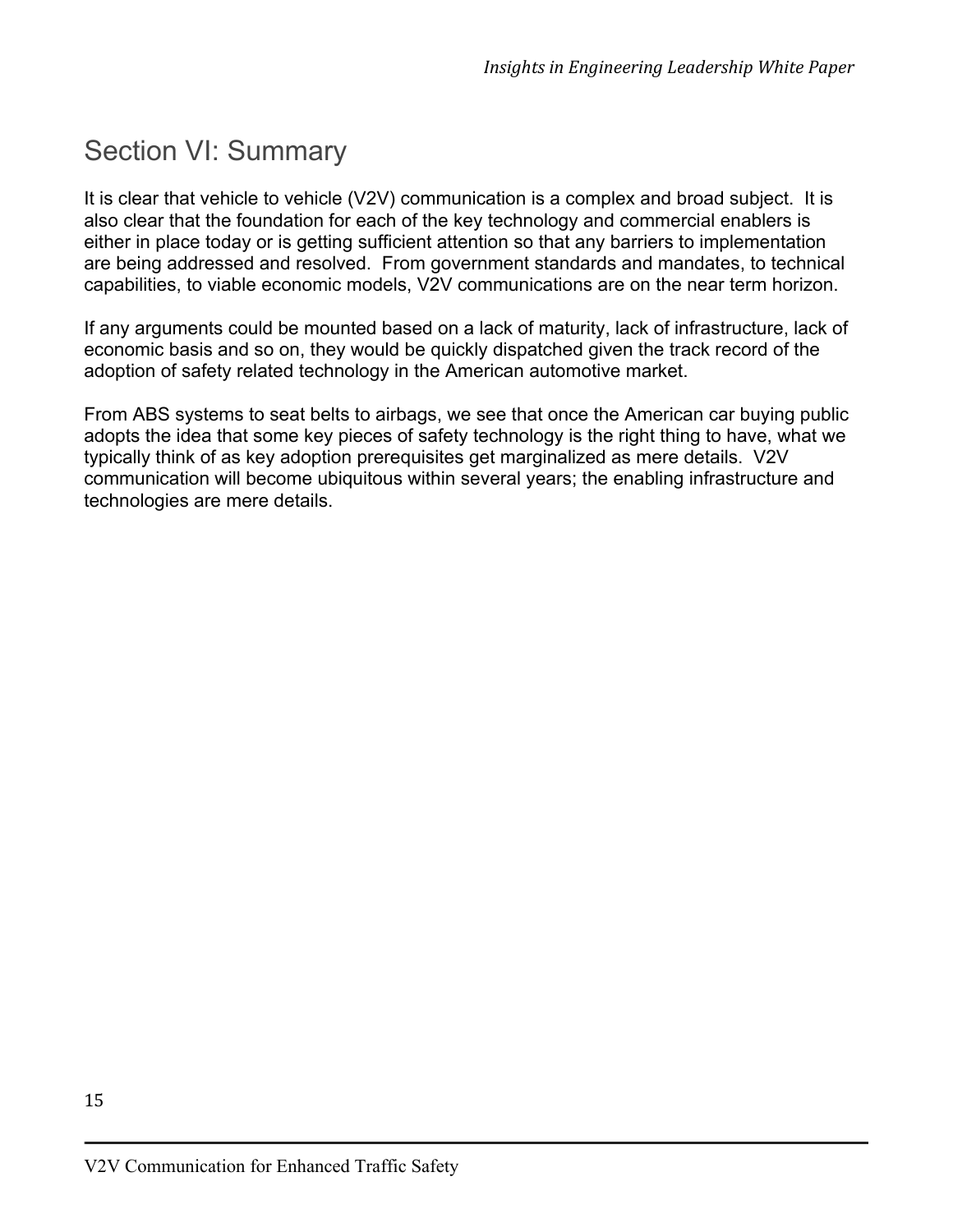# Section VI: Summary

It is clear that vehicle to vehicle (V2V) communication is a complex and broad subject. It is also clear that the foundation for each of the key technology and commercial enablers is either in place today or is getting sufficient attention so that any barriers to implementation are being addressed and resolved. From government standards and mandates, to technical capabilities, to viable economic models, V2V communications are on the near term horizon.

If any arguments could be mounted based on a lack of maturity, lack of infrastructure, lack of economic basis and so on, they would be quickly dispatched given the track record of the adoption of safety related technology in the American automotive market.

From ABS systems to seat belts to airbags, we see that once the American car buying public adopts the idea that some key pieces of safety technology is the right thing to have, what we typically think of as key adoption prerequisites get marginalized as mere details. V2V communication will become ubiquitous within several years; the enabling infrastructure and technologies are mere details.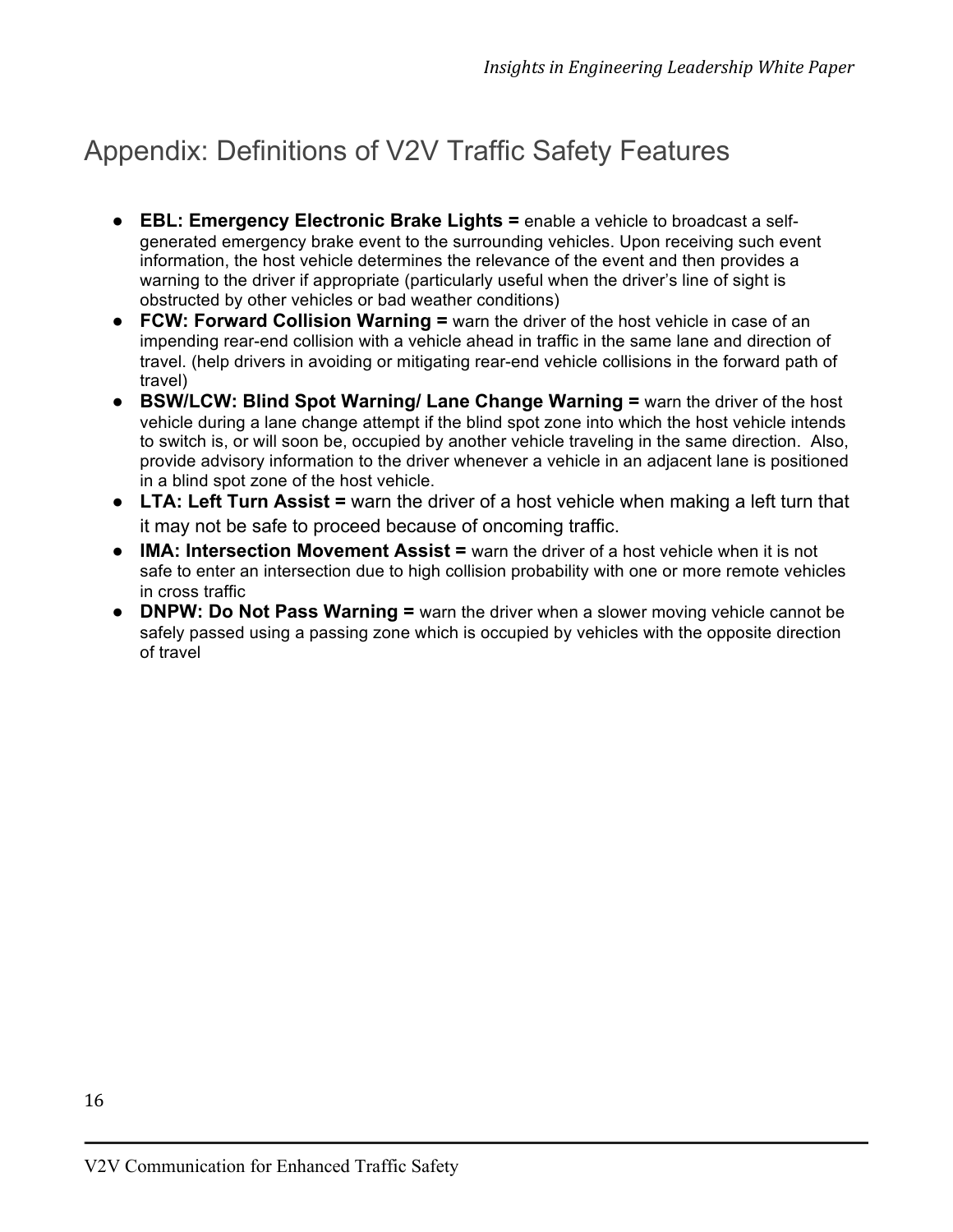# Appendix: Definitions of V2V Traffic Safety Features

- **EBL: Emergency Electronic Brake Lights =** enable a vehicle to broadcast a self-generated emergency brake event to the surrounding vehicles. Upon receiving such event information, the host vehicle determines the relevance of the event and then provides a warning to the driver if appropriate (particularly useful when the driver's line of sight is obstructed by other vehicles or bad weather conditions)
- **FCW: Forward Collision Warning =** warn the driver of the host vehicle in case of an impending rear-end collision with a vehicle ahead in traffic in the same lane and direction of travel. (help drivers in avoiding or mitigating rear-end vehicle collisions in the forward path of travel)
- **BSW/LCW: Blind Spot Warning/ Lane Change Warning =** warn the driver of the host vehicle during a lane change attempt if the blind spot zone into which the host vehicle intends to switch is, or will soon be, occupied by another vehicle traveling in the same direction. Also, provide advisory information to the driver whenever a vehicle in an adjacent lane is positioned in a blind spot zone of the host vehicle.
- **LTA: Left Turn Assist =** warn the driver of a host vehicle when making a left turn that it may not be safe to proceed because of oncoming traffic.
- **IMA: Intersection Movement Assist =** warn the driver of a host vehicle when it is not safe to enter an intersection due to high collision probability with one or more remote vehicles in cross traffic
- **DNPW: Do Not Pass Warning =** warn the driver when a slower moving vehicle cannot be safely passed using a passing zone which is occupied by vehicles with the opposite direction of travel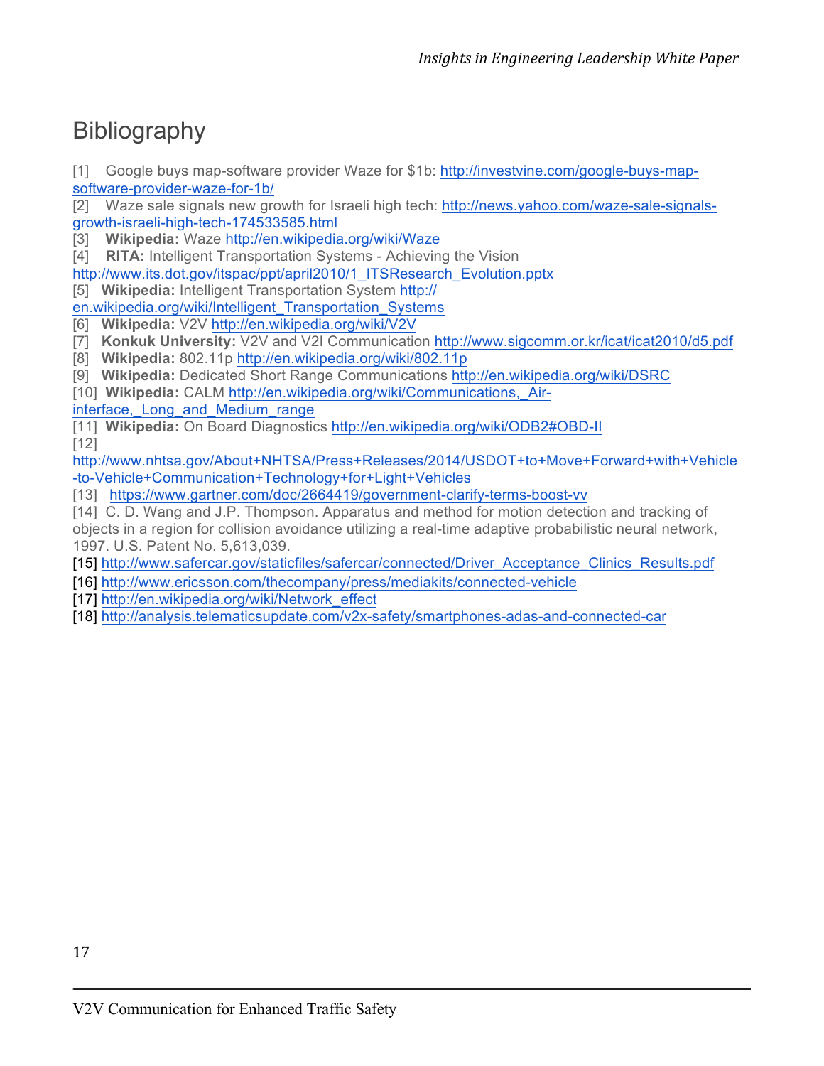# Bibliography

[1] Google buys map-software provider Waze for $1b: http://investvine.com/google-buys-map-software-provider-waze-for-1b/

[2] Waze sale signals new growth for Israeli high tech: http://news.yahoo.com/waze-sale-signals-growth-israeli-high-tech-174533585.html

[3] **Wikipedia:** Waze http://en.wikipedia.org/wiki/Waze

[4] **RITA:** Intelligent Transportation Systems - Achieving the Vision http://www.its.dot.gov/itspac/ppt/april2010/1_ITSResearch_Evolution.pptx

[5] **Wikipedia:** Intelligent Transportation System http://en.wikipedia.org/wiki/Intelligent_Transportation_Systems

[6] **Wikipedia:** V2V http://en.wikipedia.org/wiki/V2V

[7] **Konkuk University:** V2V and V2I Communication http://www.sigcomm.or.kr/icat/icat2010/d5.pdf

[8] **Wikipedia:** 802.11p http://en.wikipedia.org/wiki/802.11p

[9] **Wikipedia:** Dedicated Short Range Communications http://en.wikipedia.org/wiki/DSRC

[10] **Wikipedia:** CALM http://en.wikipedia.org/wiki/Communications,_Air-interface,_Long_and_Medium_range

[11] **Wikipedia:** On Board Diagnostics http://en.wikipedia.org/wiki/ODB2#OBD-II

[12] http://www.nhtsa.gov/About+NHTSA/Press+Releases/2014/USDOT+to+Move+Forward+with+Vehicle-to-Vehicle+Communication+Technology+for+Light+Vehicles

[13] https://www.gartner.com/doc/2664419/government-clarify-terms-boost-vv

[14] C. D. Wang and J.P. Thompson. Apparatus and method for motion detection and tracking of objects in a region for collision avoidance utilizing a real-time adaptive probabilistic neural network, 1997. U.S. Patent No. 5,613,039.

[15] http://www.safercar.gov/staticfiles/safercar/connected/Driver_Acceptance_Clinics_Results.pdf

[16] http://www.ericsson.com/thecompany/press/mediakits/connected-vehicle

[17] http://en.wikipedia.org/wiki/Network_effect

[18] http://analysis.telematicsupdate.com/v2x-safety/smartphones-adas-and-connected-car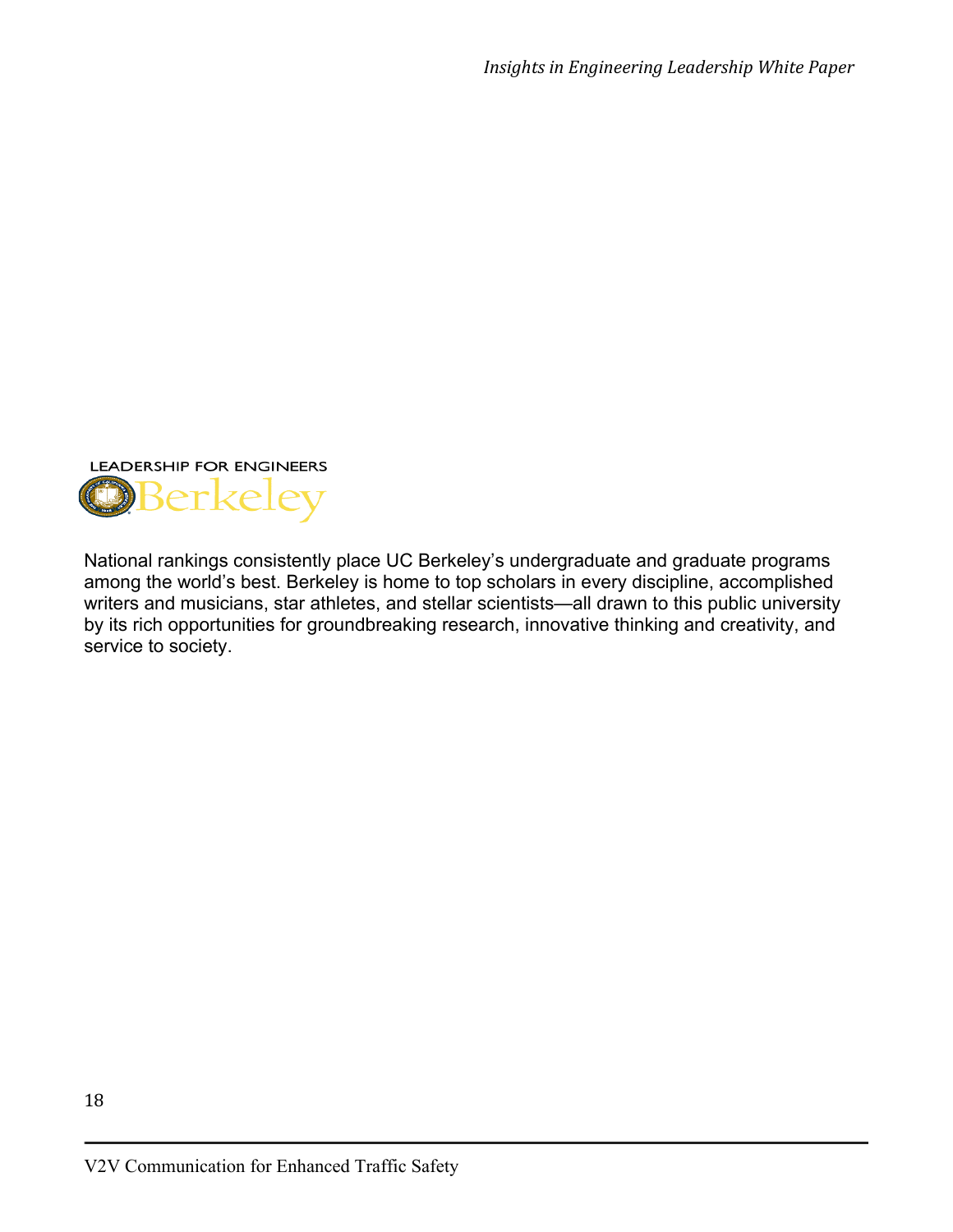LEADERSHIP FOR ENGINEERS

Berkeley

National rankings consistently place UC Berkeley's undergraduate and graduate programs among the world's best. Berkeley is home to top scholars in every discipline, accomplished writers and musicians, star athletes, and stellar scientists—all drawn to this public university by its rich opportunities for groundbreaking research, innovative thinking and creativity, and service to society.